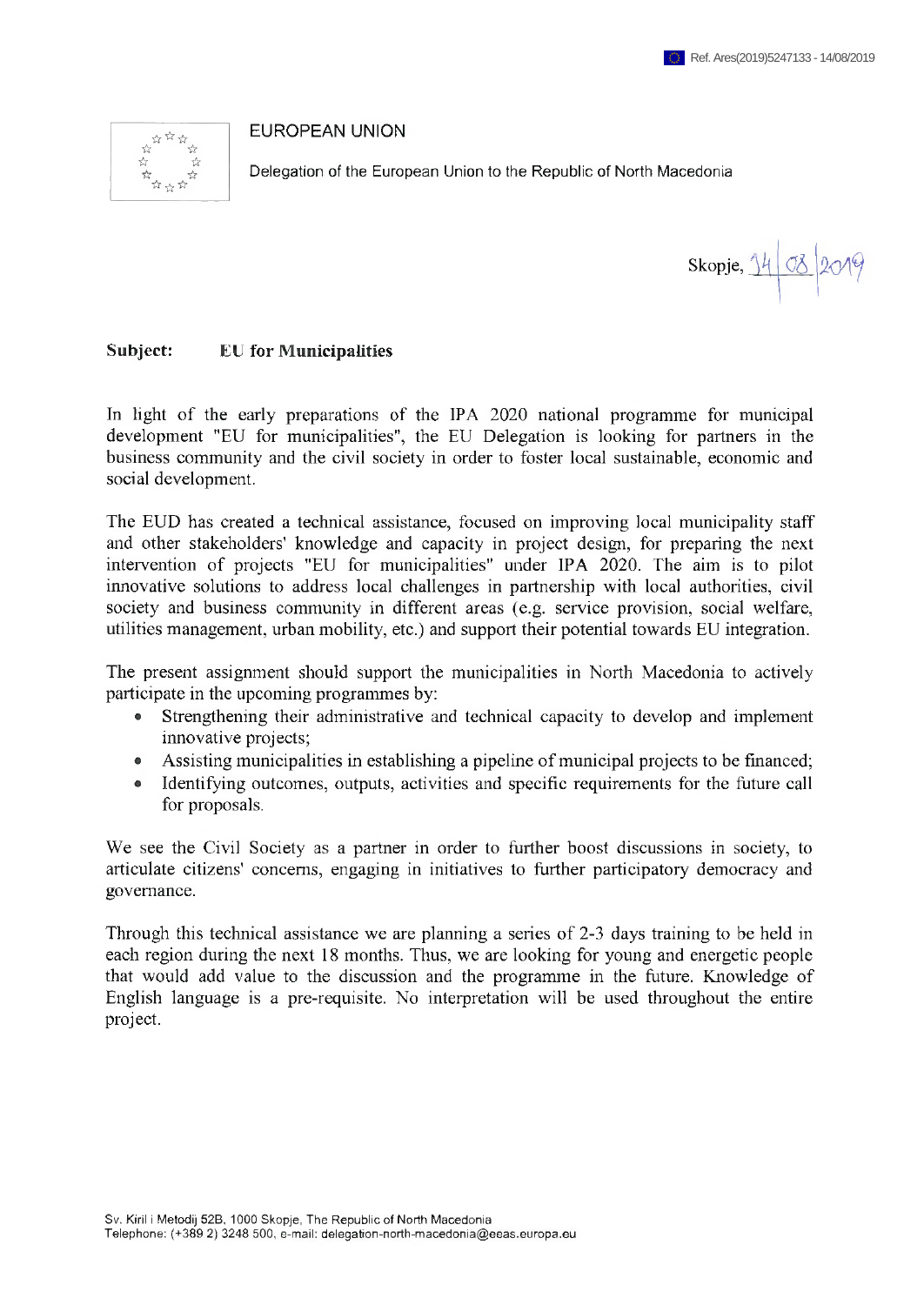Ref. Ares(2019)5247133 - 14/08/2019

EUROPEAN UNION

Delegation of the European Union to the Republic of North Macedonia

Skopje, 14/08/2019

**Subject: EU for Municipalities**

In light of the early preparations of the IPA 2020 national programme for municipal development "EU for municipalities", the EU Delegation is looking for partners in the business community and the civil society in order to foster local sustainable, economic and social development.

The EUD has created a technical assistance, focused on improving local municipality staff and other stakeholders' knowledge and capacity in project design, for preparing the next intervention of projects "EU for municipalities" under IPA 2020. The aim is to pilot innovative solutions to address local challenges in partnership with local authorities, civil society and business community in different areas (e.g. service provision, social welfare, utilities management, urban mobility, etc.) and support their potential towards EU integration.

The present assignment should support the municipalities in North Macedonia to actively participate in the upcoming programmes by:

- Strengthening their administrative and technical capacity to develop and implement innovative projects;
- Assisting municipalities in establishing a pipeline of municipal projects to be financed;
- Identifying outcomes, outputs, activities and specific requirements for the future call for proposals.

We see the Civil Society as a partner in order to further boost discussions in society, to articulate citizens' concerns, engaging in initiatives to further participatory democracy and governance.

Through this technical assistance we are planning a series of 2-3 days training to be held in each region during the next 18 months. Thus, we are looking for young and energetic people that would add value to the discussion and the programme in the future. Knowledge of English language is a pre-requisite. No interpretation will be used throughout the entire project.

Sv. Kiril i Metodij 52B, 1000 Skopje, The Republic of North Macedonia
Telephone: (+389 2) 3248 500, e-mail: delegation-north-macedonia@eeas.europa.eu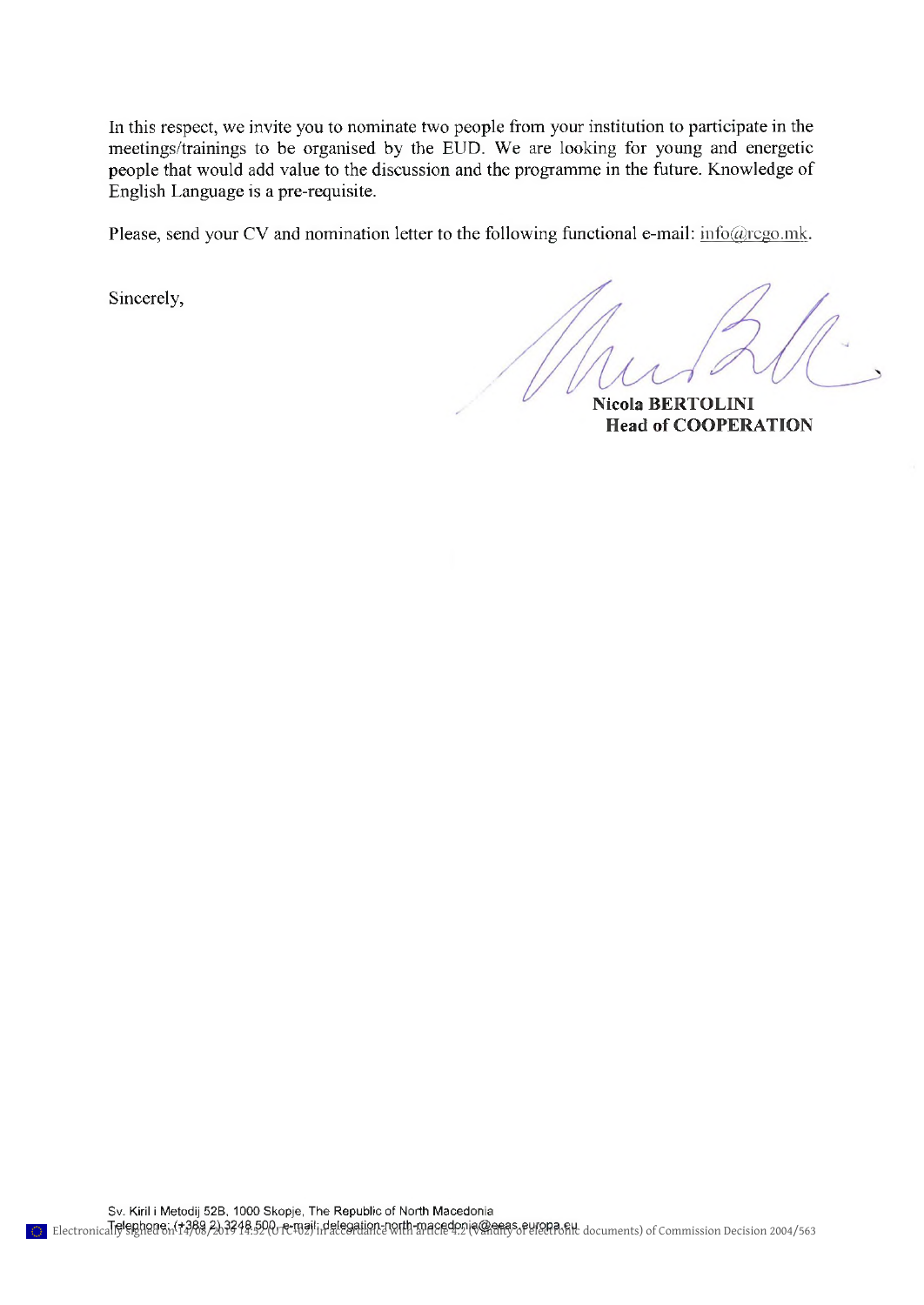In this respect, we invite you to nominate two people from your institution to participate in the meetings/trainings to be organised by the EUD. We are looking for young and energetic people that would add value to the discussion and the programme in the future. Knowledge of English Language is a pre-requisite.

Please, send your CV and nomination letter to the following functional e-mail: info@rcgo.mk.

Sincerely,

**Nicola BERTOLINI**
**Head of COOPERATION**

Sv. Kiril i Metodij 52B, 1000 Skopje, The Republic of North Macedonia
Telephone: (+389 2) 3248 500, e-mail: delegation-north-macedonia@eeas.europa.eu

Electronically signed on 14/08/2019 14:52 (UTC+02) in accordance with article 4.2 (Validity of electronic documents) of Commission Decision 2004/563